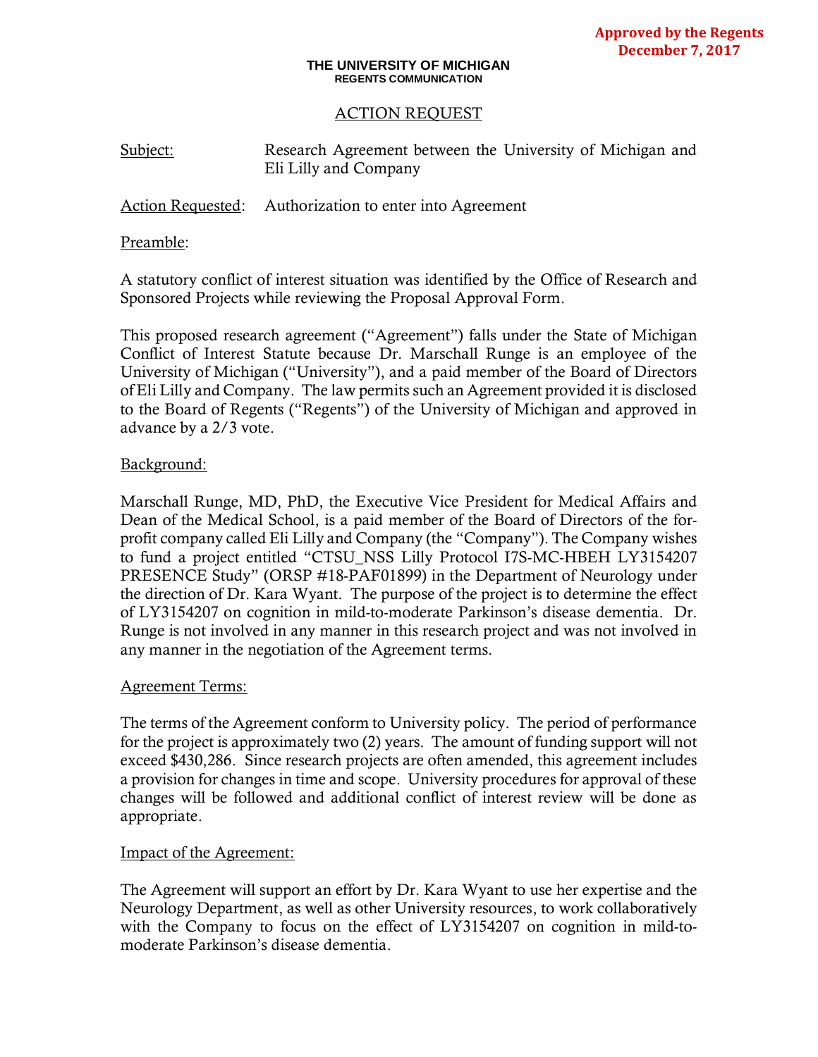**Approved by the Regents**
**December 7, 2017**

**THE UNIVERSITY OF MICHIGAN**
**REGENTS COMMUNICATION**

# ACTION REQUEST

Subject: Research Agreement between the University of Michigan and Eli Lilly and Company

Action Requested: Authorization to enter into Agreement

Preamble:

A statutory conflict of interest situation was identified by the Office of Research and Sponsored Projects while reviewing the Proposal Approval Form.

This proposed research agreement ("Agreement") falls under the State of Michigan Conflict of Interest Statute because Dr. Marschall Runge is an employee of the University of Michigan ("University"), and a paid member of the Board of Directors of Eli Lilly and Company. The law permits such an Agreement provided it is disclosed to the Board of Regents ("Regents") of the University of Michigan and approved in advance by a 2/3 vote.

Background:

Marschall Runge, MD, PhD, the Executive Vice President for Medical Affairs and Dean of the Medical School, is a paid member of the Board of Directors of the for-profit company called Eli Lilly and Company (the "Company"). The Company wishes to fund a project entitled "CTSU_NSS Lilly Protocol I7S-MC-HBEH LY3154207 PRESENCE Study" (ORSP #18-PAF01899) in the Department of Neurology under the direction of Dr. Kara Wyant. The purpose of the project is to determine the effect of LY3154207 on cognition in mild-to-moderate Parkinson's disease dementia. Dr. Runge is not involved in any manner in this research project and was not involved in any manner in the negotiation of the Agreement terms.

Agreement Terms:

The terms of the Agreement conform to University policy. The period of performance for the project is approximately two (2) years. The amount of funding support will not exceed $430,286. Since research projects are often amended, this agreement includes a provision for changes in time and scope. University procedures for approval of these changes will be followed and additional conflict of interest review will be done as appropriate.

Impact of the Agreement:

The Agreement will support an effort by Dr. Kara Wyant to use her expertise and the Neurology Department, as well as other University resources, to work collaboratively with the Company to focus on the effect of LY3154207 on cognition in mild-to-moderate Parkinson's disease dementia.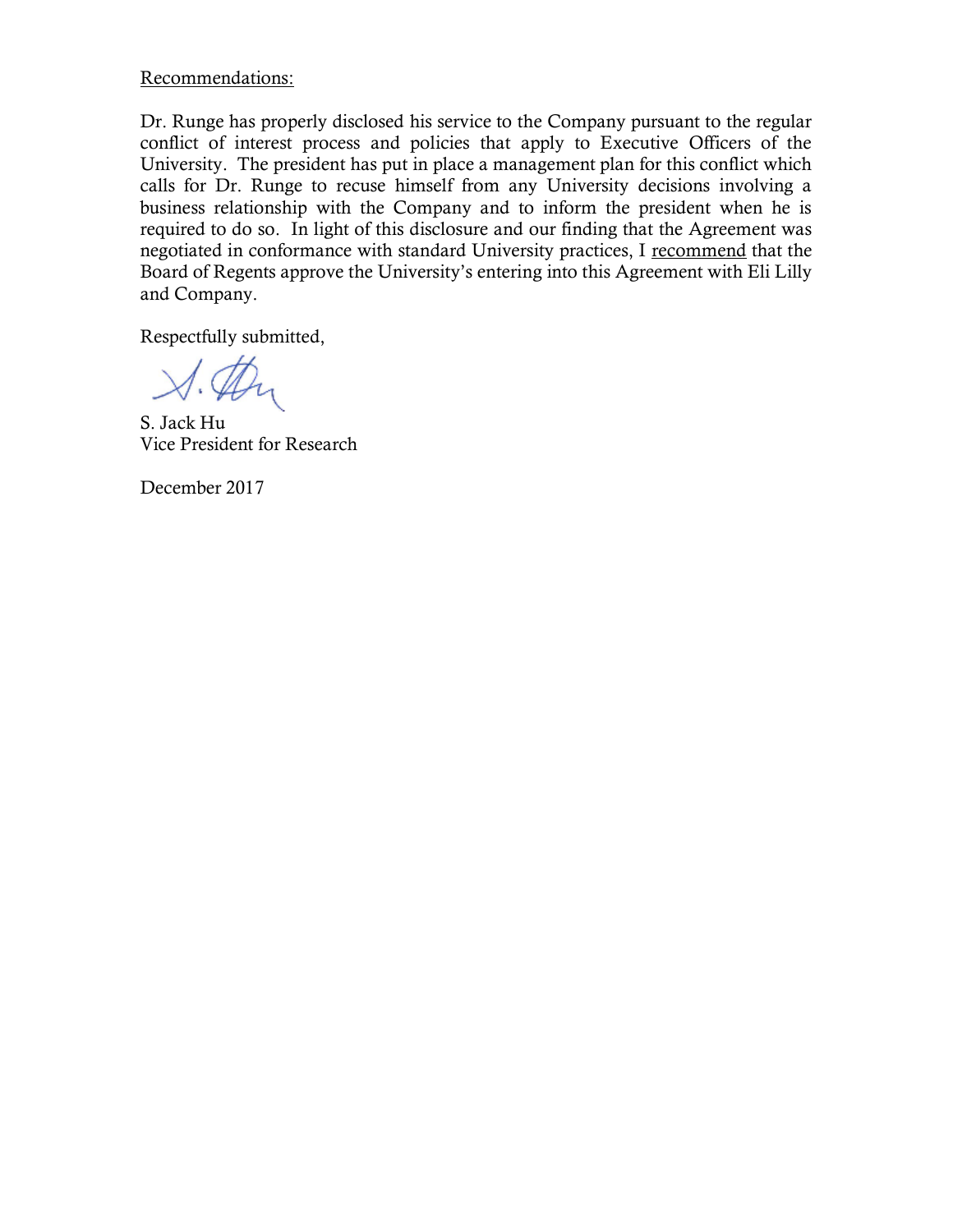Recommendations:

Dr. Runge has properly disclosed his service to the Company pursuant to the regular conflict of interest process and policies that apply to Executive Officers of the University. The president has put in place a management plan for this conflict which calls for Dr. Runge to recuse himself from any University decisions involving a business relationship with the Company and to inform the president when he is required to do so. In light of this disclosure and our finding that the Agreement was negotiated in conformance with standard University practices, I recommend that the Board of Regents approve the University's entering into this Agreement with Eli Lilly and Company.

Respectfully submitted,

S. Jack Hu
Vice President for Research

December 2017